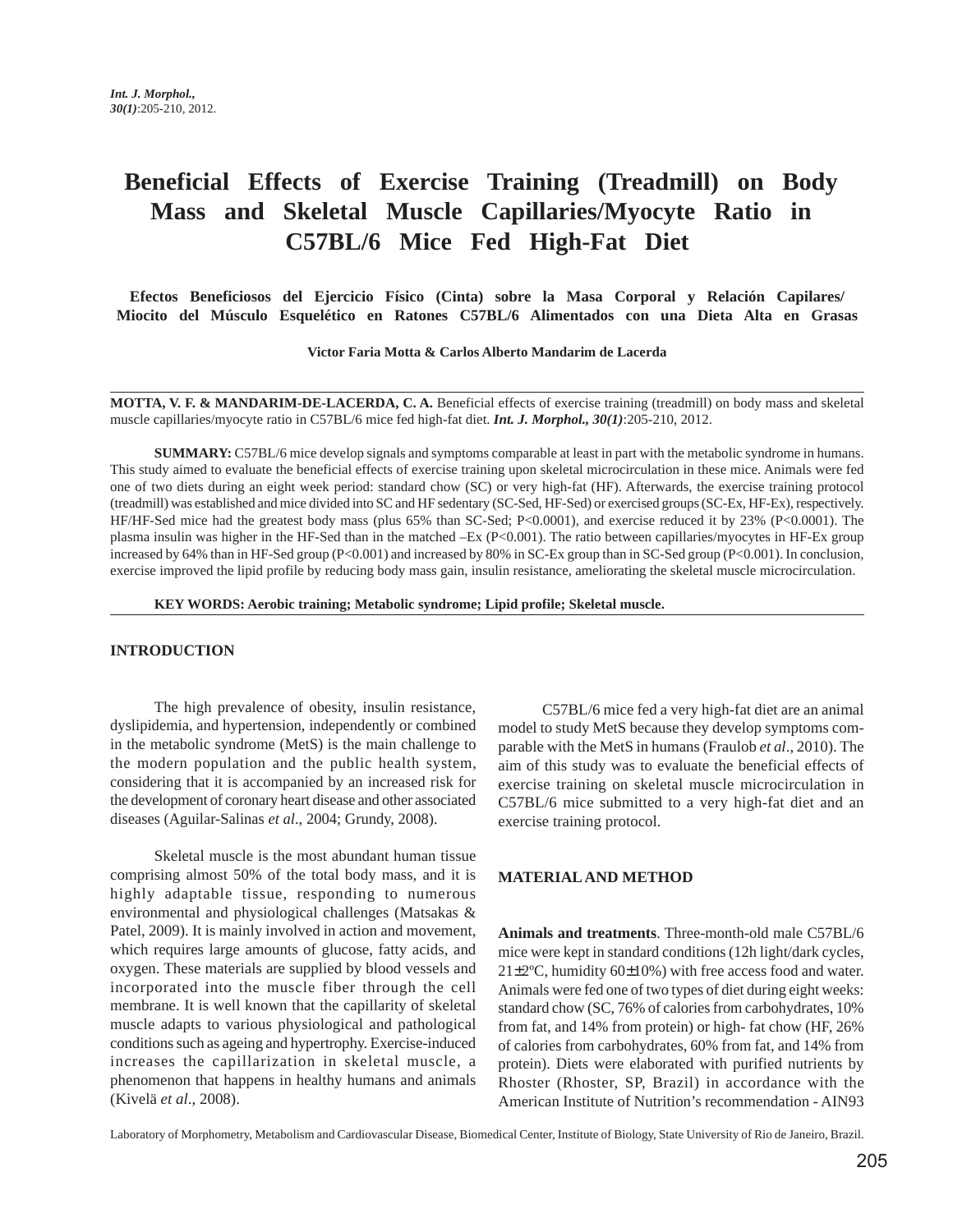# Beneficial Effects of Exercise Training (Treadmill) on Body Mass and Skeletal Muscle Capillaries/Myocyte Ratio in C57BL/6 Mice Fed High-Fat Diet

**Efectos Beneficiosos del Ejercicio Físico (Cinta) sobre la Masa Corporal y Relación Capilares/ Miocito del Músculo Esquelético en Ratones C57BL/6 Alimentados con una Dieta Alta en Grasas**

**Victor Faria Motta & Carlos Alberto Mandarim de Lacerda**

---

**MOTTA, V. F. & MANDARIM-DE-LACERDA, C. A.** Beneficial effects of exercise training (treadmill) on body mass and skeletal muscle capillaries/myocyte ratio in C57BL/6 mice fed high-fat diet. ***Int. J. Morphol., 30(1)***:205-210, 2012.

**SUMMARY:** C57BL/6 mice develop signals and symptoms comparable at least in part with the metabolic syndrome in humans. This study aimed to evaluate the beneficial effects of exercise training upon skeletal microcirculation in these mice. Animals were fed one of two diets during an eight week period: standard chow (SC) or very high-fat (HF). Afterwards, the exercise training protocol (treadmill) was established and mice divided into SC and HF sedentary (SC-Sed, HF-Sed) or exercised groups (SC-Ex, HF-Ex), respectively. HF/HF-Sed mice had the greatest body mass (plus 65% than SC-Sed; P<0.0001), and exercise reduced it by 23% (P<0.0001). The plasma insulin was higher in the HF-Sed than in the matched –Ex (P<0.001). The ratio between capillaries/myocytes in HF-Ex group increased by 64% than in HF-Sed group (P<0.001) and increased by 80% in SC-Ex group than in SC-Sed group (P<0.001). In conclusion, exercise improved the lipid profile by reducing body mass gain, insulin resistance, ameliorating the skeletal muscle microcirculation.

**KEY WORDS: Aerobic training; Metabolic syndrome; Lipid profile; Skeletal muscle.**

---

## INTRODUCTION

The high prevalence of obesity, insulin resistance, dyslipidemia, and hypertension, independently or combined in the metabolic syndrome (MetS) is the main challenge to the modern population and the public health system, considering that it is accompanied by an increased risk for the development of coronary heart disease and other associated diseases (Aguilar-Salinas *et al*., 2004; Grundy, 2008).

Skeletal muscle is the most abundant human tissue comprising almost 50% of the total body mass, and it is highly adaptable tissue, responding to numerous environmental and physiological challenges (Matsakas & Patel, 2009). It is mainly involved in action and movement, which requires large amounts of glucose, fatty acids, and oxygen. These materials are supplied by blood vessels and incorporated into the muscle fiber through the cell membrane. It is well known that the capillarity of skeletal muscle adapts to various physiological and pathological conditions such as ageing and hypertrophy. Exercise-induced increases the capillarization in skeletal muscle, a phenomenon that happens in healthy humans and animals (Kivelä *et al*., 2008).

C57BL/6 mice fed a very high-fat diet are an animal model to study MetS because they develop symptoms comparable with the MetS in humans (Fraulob *et al*., 2010). The aim of this study was to evaluate the beneficial effects of exercise training on skeletal muscle microcirculation in C57BL/6 mice submitted to a very high-fat diet and an exercise training protocol.

## MATERIAL AND METHOD

**Animals and treatments**. Three-month-old male C57BL/6 mice were kept in standard conditions (12h light/dark cycles, 21±2ºC, humidity 60±10%) with free access food and water. Animals were fed one of two types of diet during eight weeks: standard chow (SC, 76% of calories from carbohydrates, 10% from fat, and 14% from protein) or high- fat chow (HF, 26% of calories from carbohydrates, 60% from fat, and 14% from protein). Diets were elaborated with purified nutrients by Rhoster (Rhoster, SP, Brazil) in accordance with the American Institute of Nutrition's recommendation - AIN93

Laboratory of Morphometry, Metabolism and Cardiovascular Disease, Biomedical Center, Institute of Biology, State University of Rio de Janeiro, Brazil.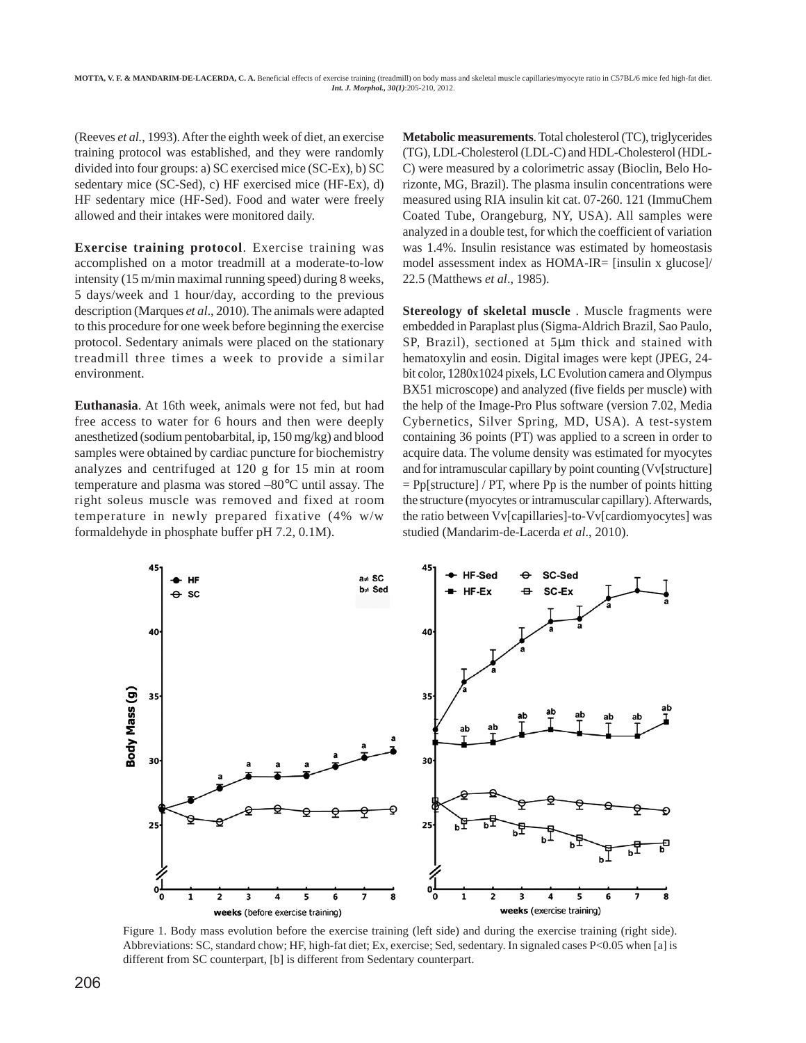(Reeves *et al.*, 1993). After the eighth week of diet, an exercise training protocol was established, and they were randomly divided into four groups: a) SC exercised mice (SC-Ex), b) SC sedentary mice (SC-Sed), c) HF exercised mice (HF-Ex), d) HF sedentary mice (HF-Sed). Food and water were freely allowed and their intakes were monitored daily.

**Exercise training protocol**. Exercise training was accomplished on a motor treadmill at a moderate-to-low intensity (15 m/min maximal running speed) during 8 weeks, 5 days/week and 1 hour/day, according to the previous description (Marques *et al*., 2010). The animals were adapted to this procedure for one week before beginning the exercise protocol. Sedentary animals were placed on the stationary treadmill three times a week to provide a similar environment.

**Euthanasia**. At 16th week, animals were not fed, but had free access to water for 6 hours and then were deeply anesthetized (sodium pentobarbital, ip, 150 mg/kg) and blood samples were obtained by cardiac puncture for biochemistry analyzes and centrifuged at 120 g for 15 min at room temperature and plasma was stored –80°C until assay. The right soleus muscle was removed and fixed at room temperature in newly prepared fixative (4% w/w formaldehyde in phosphate buffer pH 7.2, 0.1M).

**Metabolic measurements**. Total cholesterol (TC), triglycerides (TG), LDL-Cholesterol (LDL-C) and HDL-Cholesterol (HDL-C) were measured by a colorimetric assay (Bioclin, Belo Horizonte, MG, Brazil). The plasma insulin concentrations were measured using RIA insulin kit cat. 07-260. 121 (ImmuChem Coated Tube, Orangeburg, NY, USA). All samples were analyzed in a double test, for which the coefficient of variation was 1.4%. Insulin resistance was estimated by homeostasis model assessment index as HOMA-IR= [insulin x glucose]/ 22.5 (Matthews *et al*., 1985).

**Stereology of skeletal muscle** . Muscle fragments were embedded in Paraplast plus (Sigma-Aldrich Brazil, Sao Paulo, SP, Brazil), sectioned at 5μm thick and stained with hematoxylin and eosin. Digital images were kept (JPEG, 24-bit color, 1280x1024 pixels, LC Evolution camera and Olympus BX51 microscope) and analyzed (five fields per muscle) with the help of the Image-Pro Plus software (version 7.02, Media Cybernetics, Silver Spring, MD, USA). A test-system containing 36 points (PT) was applied to a screen in order to acquire data. The volume density was estimated for myocytes and for intramuscular capillary by point counting (Vv[structure] = Pp[structure] / PT, where Pp is the number of points hitting the structure (myocytes or intramuscular capillary). Afterwards, the ratio between Vv[capillaries]-to-Vv[cardiomyocytes] was studied (Mandarim-de-Lacerda *et al*., 2010).

Figure 1. Body mass evolution before the exercise training (left side) and during the exercise training (right side). Abbreviations: SC, standard chow; HF, high-fat diet; Ex, exercise; Sed, sedentary. In signaled cases P<0.05 when [a] is different from SC counterpart, [b] is different from Sedentary counterpart.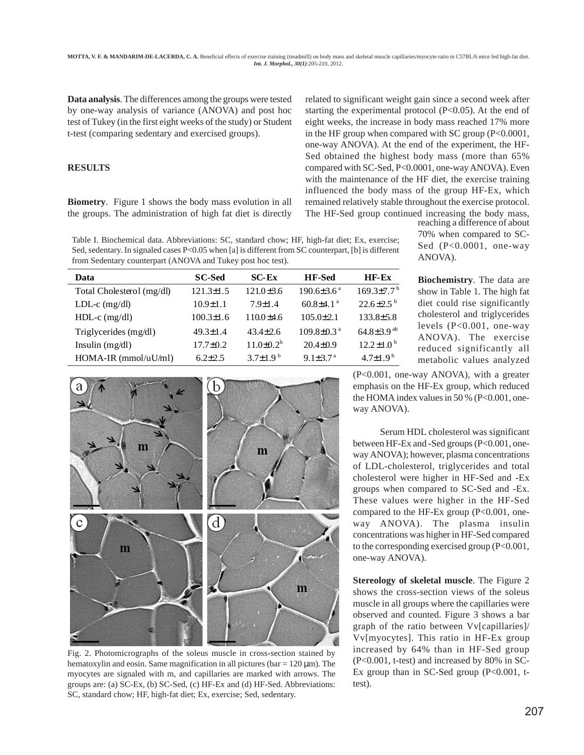**Data analysis**. The differences among the groups were tested by one-way analysis of variance (ANOVA) and post hoc test of Tukey (in the first eight weeks of the study) or Student t-test (comparing sedentary and exercised groups).

## RESULTS

**Biometry**. Figure 1 shows the body mass evolution in all the groups. The administration of high fat diet is directly related to significant weight gain since a second week after starting the experimental protocol (P<0.05). At the end of eight weeks, the increase in body mass reached 17% more in the HF group when compared with SC group (P<0.0001, one-way ANOVA). At the end of the experiment, the HF-Sed obtained the highest body mass (more than 65% compared with SC-Sed, P<0.0001, one-way ANOVA). Even with the maintenance of the HF diet, the exercise training influenced the body mass of the group HF-Ex, which remained relatively stable throughout the exercise protocol. The HF-Sed group continued increasing the body mass, reaching a difference of about 70% when compared to SC-Sed (P<0.0001, one-way ANOVA).

Table I. Biochemical data. Abbreviations: SC, standard chow; HF, high-fat diet; Ex, exercise; Sed, sedentary. In signaled cases P<0.05 when [a] is different from SC counterpart, [b] is different from Sedentary counterpart (ANOVA and Tukey post hoc test).

| Data | SC-Sed | SC-Ex | HF-Sed | HF-Ex |
|---|---|---|---|---|
| Total Cholesterol (mg/dl) | 121.3±1.5 | 121.0±3.6 | 190.6±3.6 [a] | 169.3±7.7 [b] |
| LDL-c (mg/dl) | 10.9±1.1 | 7.9±1.4 | 60.8±4.1 [a] | 22.6±2.5 [b] |
| HDL-c (mg/dl) | 100.3±1.6 | 110.0±4.6 | 105.0±2.1 | 133.8±5.8 |
| Triglycerides (mg/dl) | 49.3±1.4 | 43.4±2.6 | 109.8±0.3 [a] | 64.8±3.9 [ab] |
| Insulin (mg/dl) | 17.7±0.2 | 11.0±0.2 [b] | 20.4±0.9 | 12.2±1.0 [b] |
| HOMA-IR (mmol/uU/ml) | 6.2±2.5 | 3.7±1.9 [b] | 9.1±3.7 [a] | 4.7±1.9 [b] |

**Biochemistry**. The data are show in Table 1. The high fat diet could rise significantly cholesterol and triglycerides levels (P<0.001, one-way ANOVA). The exercise reduced significantly all metabolic values analyzed (P<0.001, one-way ANOVA), with a greater emphasis on the HF-Ex group, which reduced the HOMA index values in 50 % (P<0.001, one-way ANOVA).

Serum HDL cholesterol was significant between HF-Ex and -Sed groups (P<0.001, one-way ANOVA); however, plasma concentrations of LDL-cholesterol, triglycerides and total cholesterol were higher in HF-Sed and -Ex groups when compared to SC-Sed and -Ex. These values were higher in the HF-Sed compared to the HF-Ex group (P<0.001, one-way ANOVA). The plasma insulin concentrations was higher in HF-Sed compared to the corresponding exercised group (P<0.001, one-way ANOVA).

Fig. 2. Photomicrographs of the soleus muscle in cross-section stained by hematoxylin and eosin. Same magnification in all pictures (bar = 120 µm). The myocytes are signaled with m, and capillaries are marked with arrows. The groups are: (a) SC-Ex, (b) SC-Sed, (c) HF-Ex and (d) HF-Sed. Abbreviations: SC, standard chow; HF, high-fat diet; Ex, exercise; Sed, sedentary.

**Stereology of skeletal muscle**. The Figure 2 shows the cross-section views of the soleus muscle in all groups where the capillaries were observed and counted. Figure 3 shows a bar graph of the ratio between Vv[capillaries]/ Vv[myocytes]. This ratio in HF-Ex group increased by 64% than in HF-Sed group (P<0.001, t-test) and increased by 80% in SC-Ex group than in SC-Sed group (P<0.001, t-test).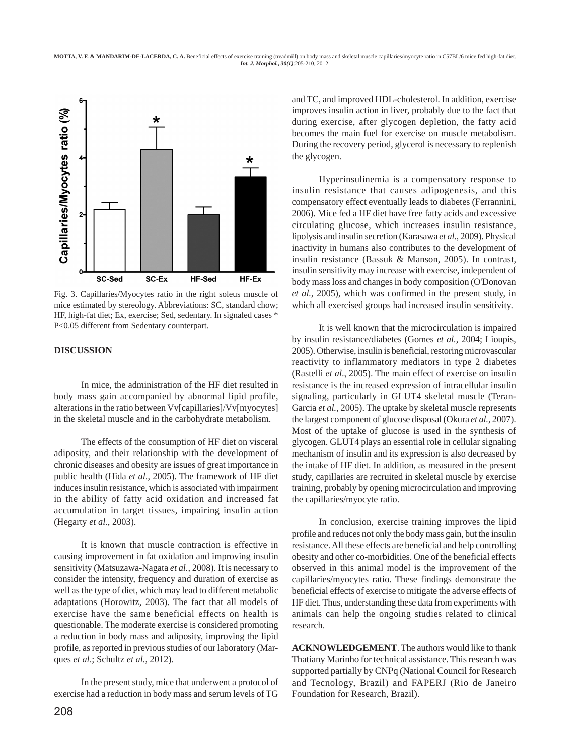Fig. 3. Capillaries/Myocytes ratio in the right soleus muscle of mice estimated by stereology. Abbreviations: SC, standard chow; HF, high-fat diet; Ex, exercise; Sed, sedentary. In signaled cases * P<0.05 different from Sedentary counterpart.

## DISCUSSION

In mice, the administration of the HF diet resulted in body mass gain accompanied by abnormal lipid profile, alterations in the ratio between Vv[capillaries]/Vv[myocytes] in the skeletal muscle and in the carbohydrate metabolism.

The effects of the consumption of HF diet on visceral adiposity, and their relationship with the development of chronic diseases and obesity are issues of great importance in public health (Hida *et al.*, 2005). The framework of HF diet induces insulin resistance, which is associated with impairment in the ability of fatty acid oxidation and increased fat accumulation in target tissues, impairing insulin action (Hegarty *et al.*, 2003).

It is known that muscle contraction is effective in causing improvement in fat oxidation and improving insulin sensitivity (Matsuzawa-Nagata *et al.*, 2008). It is necessary to consider the intensity, frequency and duration of exercise as well as the type of diet, which may lead to different metabolic adaptations (Horowitz, 2003). The fact that all models of exercise have the same beneficial effects on health is questionable. The moderate exercise is considered promoting a reduction in body mass and adiposity, improving the lipid profile, as reported in previous studies of our laboratory (Marques *et al*.; Schultz *et al.*, 2012).

In the present study, mice that underwent a protocol of exercise had a reduction in body mass and serum levels of TG and TC, and improved HDL-cholesterol. In addition, exercise improves insulin action in liver, probably due to the fact that during exercise, after glycogen depletion, the fatty acid becomes the main fuel for exercise on muscle metabolism. During the recovery period, glycerol is necessary to replenish the glycogen.

Hyperinsulinemia is a compensatory response to insulin resistance that causes adipogenesis, and this compensatory effect eventually leads to diabetes (Ferrannini, 2006). Mice fed a HF diet have free fatty acids and excessive circulating glucose, which increases insulin resistance, lipolysis and insulin secretion (Karasawa *et al*., 2009). Physical inactivity in humans also contributes to the development of insulin resistance (Bassuk & Manson, 2005). In contrast, insulin sensitivity may increase with exercise, independent of body mass loss and changes in body composition (O'Donovan *et al.*, 2005), which was confirmed in the present study, in which all exercised groups had increased insulin sensitivity.

It is well known that the microcirculation is impaired by insulin resistance/diabetes (Gomes *et al.*, 2004; Lioupis, 2005). Otherwise, insulin is beneficial, restoring microvascular reactivity to inflammatory mediators in type 2 diabetes (Rastelli *et al*., 2005). The main effect of exercise on insulin resistance is the increased expression of intracellular insulin signaling, particularly in GLUT4 skeletal muscle (Teran-Garcia *et al.*, 2005). The uptake by skeletal muscle represents the largest component of glucose disposal (Okura *et al.*, 2007). Most of the uptake of glucose is used in the synthesis of glycogen. GLUT4 plays an essential role in cellular signaling mechanism of insulin and its expression is also decreased by the intake of HF diet. In addition, as measured in the present study, capillaries are recruited in skeletal muscle by exercise training, probably by opening microcirculation and improving the capillaries/myocyte ratio.

In conclusion, exercise training improves the lipid profile and reduces not only the body mass gain, but the insulin resistance. All these effects are beneficial and help controlling obesity and other co-morbidities. One of the beneficial effects observed in this animal model is the improvement of the capillaries/myocytes ratio. These findings demonstrate the beneficial effects of exercise to mitigate the adverse effects of HF diet. Thus, understanding these data from experiments with animals can help the ongoing studies related to clinical research.

**ACKNOWLEDGEMENT**. The authors would like to thank Thatiany Marinho for technical assistance. This research was supported partially by CNPq (National Council for Research and Tecnology, Brazil) and FAPERJ (Rio de Janeiro Foundation for Research, Brazil).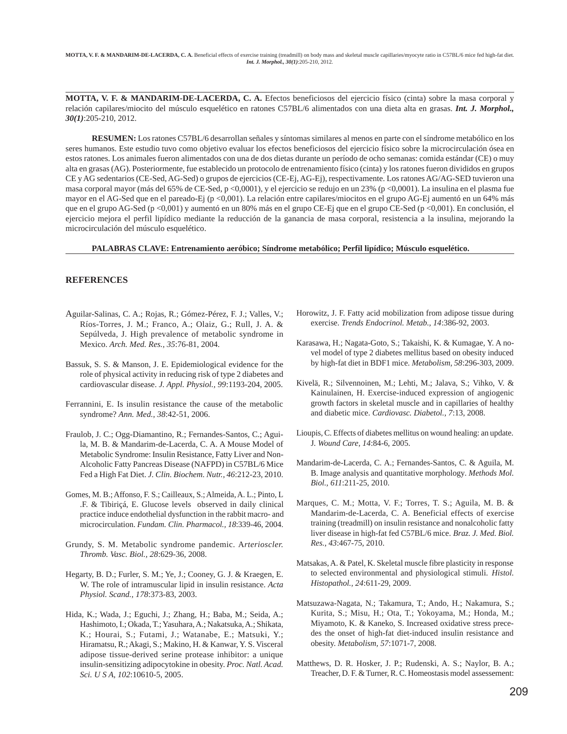**MOTTA, V. F. & MANDARIM-DE-LACERDA, C. A.** Efectos beneficiosos del ejercicio físico (cinta) sobre la masa corporal y relación capilares/miocito del músculo esquelético en ratones C57BL/6 alimentados con una dieta alta en grasas. ***Int. J. Morphol., 30(1)***:205-210, 2012.

**RESUMEN:** Los ratones C57BL/6 desarrollan señales y síntomas similares al menos en parte con el síndrome metabólico en los seres humanos. Este estudio tuvo como objetivo evaluar los efectos beneficiosos del ejercicio físico sobre la microcirculación ósea en estos ratones. Los animales fueron alimentados con una de dos dietas durante un período de ocho semanas: comida estándar (CE) o muy alta en grasas (AG). Posteriormente, fue establecido un protocolo de entrenamiento físico (cinta) y los ratones fueron divididos en grupos CE y AG sedentarios (CE-Sed, AG-Sed) o grupos de ejercicios (CE-Ej, AG-Ej), respectivamente. Los ratones AG/AG-SED tuvieron una masa corporal mayor (más del 65% de CE-Sed, p <0,0001), y el ejercicio se redujo en un 23% (p <0,0001). La insulina en el plasma fue mayor en el AG-Sed que en el pareado-Ej (p <0,001). La relación entre capilares/miocitos en el grupo AG-Ej aumentó en un 64% más que en el grupo AG-Sed (p <0,001) y aumentó en un 80% más en el grupo CE-Ej que en el grupo CE-Sed (p <0,001). En conclusión, el ejercicio mejora el perfil lipídico mediante la reducción de la ganancia de masa corporal, resistencia a la insulina, mejorando la microcirculación del músculo esquelético.

**PALABRAS CLAVE: Entrenamiento aeróbico; Síndrome metabólico; Perfil lipídico; Músculo esquelético.**

## REFERENCES

Aguilar-Salinas, C. A.; Rojas, R.; Gómez-Pérez, F. J.; Valles, V.; Ríos-Torres, J. M.; Franco, A.; Olaiz, G.; Rull, J. A. & Sepúlveda, J. High prevalence of metabolic syndrome in Mexico. *Arch. Med. Res., 35*:76-81, 2004.

Bassuk, S. S. & Manson, J. E. Epidemiological evidence for the role of physical activity in reducing risk of type 2 diabetes and cardiovascular disease. *J. Appl. Physiol., 99*:1193-204, 2005.

Ferrannini, E. Is insulin resistance the cause of the metabolic syndrome? *Ann. Med., 38*:42-51, 2006.

Fraulob, J. C.; Ogg-Diamantino, R.; Fernandes-Santos, C.; Aguila, M. B. & Mandarim-de-Lacerda, C. A. A Mouse Model of Metabolic Syndrome: Insulin Resistance, Fatty Liver and Non-Alcoholic Fatty Pancreas Disease (NAFPD) in C57BL/6 Mice Fed a High Fat Diet. *J. Clin. Biochem. Nutr., 46*:212-23, 2010.

Gomes, M. B.; Affonso, F. S.; Cailleaux, S.; Almeida, A. L.; Pinto, L .F. & Tibiriçá, E. Glucose levels observed in daily clinical practice induce endothelial dysfunction in the rabbit macro- and microcirculation. *Fundam. Clin. Pharmacol., 18*:339-46, 2004.

Grundy, S. M. Metabolic syndrome pandemic. A*rterioscler. Thromb. Vasc. Biol., 28*:629-36, 2008.

Hegarty, B. D.; Furler, S. M.; Ye, J.; Cooney, G. J. & Kraegen, E. W. The role of intramuscular lipid in insulin resistance. *Acta Physiol. Scand., 178*:373-83, 2003.

Hida, K.; Wada, J.; Eguchi, J.; Zhang, H.; Baba, M.; Seida, A.; Hashimoto, I.; Okada, T.; Yasuhara, A.; Nakatsuka, A.; Shikata, K.; Hourai, S.; Futami, J.; Watanabe, E.; Matsuki, Y.; Hiramatsu, R.; Akagi, S.; Makino, H. & Kanwar, Y. S. Visceral adipose tissue-derived serine protease inhibitor: a unique insulin-sensitizing adipocytokine in obesity. *Proc. Natl. Acad. Sci. U S A, 102*:10610-5, 2005.

Horowitz, J. F. Fatty acid mobilization from adipose tissue during exercise. *Trends Endocrinol. Metab., 14*:386-92, 2003.

Karasawa, H.; Nagata-Goto, S.; Takaishi, K. & Kumagae, Y. A novel model of type 2 diabetes mellitus based on obesity induced by high-fat diet in BDF1 mice. *Metabolism, 58*:296-303, 2009.

Kivelä, R.; Silvennoinen, M.; Lehti, M.; Jalava, S.; Vihko, V. & Kainulainen, H. Exercise-induced expression of angiogenic growth factors in skeletal muscle and in capillaries of healthy and diabetic mice. *Cardiovasc. Diabetol., 7*:13, 2008.

Lioupis, C. Effects of diabetes mellitus on wound healing: an update. J*. Wound Care, 14*:84-6, 2005.

Mandarim-de-Lacerda, C. A.; Fernandes-Santos, C. & Aguila, M. B. Image analysis and quantitative morphology. *Methods Mol. Biol., 611*:211-25, 2010.

Marques, C. M.; Motta, V. F.; Torres, T. S.; Aguila, M. B. & Mandarim-de-Lacerda, C. A. Beneficial effects of exercise training (treadmill) on insulin resistance and nonalcoholic fatty liver disease in high-fat fed C57BL/6 mice. *Braz. J. Med. Biol. Res., 43*:467-75, 2010.

Matsakas, A. & Patel, K. Skeletal muscle fibre plasticity in response to selected environmental and physiological stimuli. *Histol. Histopathol., 24*:611-29, 2009.

Matsuzawa-Nagata, N.; Takamura, T.; Ando, H.; Nakamura, S.; Kurita, S.; Misu, H.; Ota, T.; Yokoyama, M.; Honda, M.; Miyamoto, K. & Kaneko, S. Increased oxidative stress precedes the onset of high-fat diet-induced insulin resistance and obesity. *Metabolism, 57*:1071-7, 2008.

Matthews, D. R. Hosker, J. P.; Rudenski, A. S.; Naylor, B. A.; Treacher, D. F. & Turner, R. C. Homeostasis model assessement: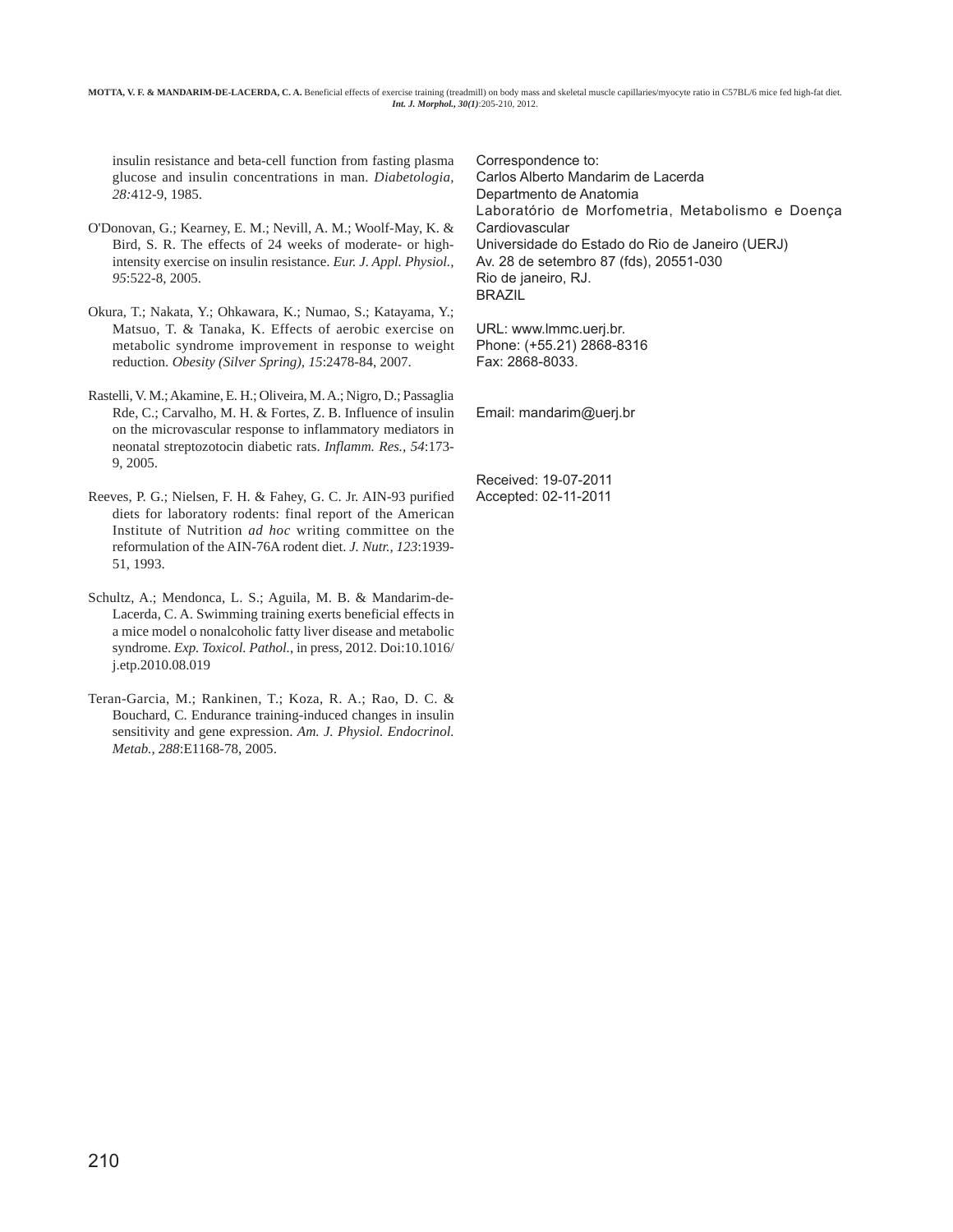insulin resistance and beta-cell function from fasting plasma glucose and insulin concentrations in man. *Diabetologia, 28:*412-9, 1985.

O'Donovan, G.; Kearney, E. M.; Nevill, A. M.; Woolf-May, K. & Bird, S. R. The effects of 24 weeks of moderate- or high-intensity exercise on insulin resistance. *Eur. J. Appl. Physiol., 95*:522-8, 2005.

Okura, T.; Nakata, Y.; Ohkawara, K.; Numao, S.; Katayama, Y.; Matsuo, T. & Tanaka, K. Effects of aerobic exercise on metabolic syndrome improvement in response to weight reduction. *Obesity (Silver Spring), 15*:2478-84, 2007.

Rastelli, V. M.; Akamine, E. H.; Oliveira, M. A.; Nigro, D.; Passaglia Rde, C.; Carvalho, M. H. & Fortes, Z. B. Influence of insulin on the microvascular response to inflammatory mediators in neonatal streptozotocin diabetic rats. *Inflamm. Res., 54*:173-9, 2005.

Reeves, P. G.; Nielsen, F. H. & Fahey, G. C. Jr. AIN-93 purified diets for laboratory rodents: final report of the American Institute of Nutrition *ad hoc* writing committee on the reformulation of the AIN-76A rodent diet. *J. Nutr., 123*:1939-51, 1993.

Schultz, A.; Mendonca, L. S.; Aguila, M. B. & Mandarim-de-Lacerda, C. A. Swimming training exerts beneficial effects in a mice model o nonalcoholic fatty liver disease and metabolic syndrome. *Exp. Toxicol. Pathol.*, in press, 2012. Doi:10.1016/j.etp.2010.08.019

Teran-Garcia, M.; Rankinen, T.; Koza, R. A.; Rao, D. C. & Bouchard, C. Endurance training-induced changes in insulin sensitivity and gene expression. *Am. J. Physiol. Endocrinol. Metab., 288*:E1168-78, 2005.

Correspondence to:
Carlos Alberto Mandarim de Lacerda
Departmento de Anatomia
Laboratório de Morfometria, Metabolismo e Doença Cardiovascular
Universidade do Estado do Rio de Janeiro (UERJ)
Av. 28 de setembro 87 (fds), 20551-030
Rio de janeiro, RJ.
BRAZIL

URL: www.lmmc.uerj.br.
Phone: (+55.21) 2868-8316
Fax: 2868-8033.

Email: mandarim@uerj.br

Received: 19-07-2011
Accepted: 02-11-2011